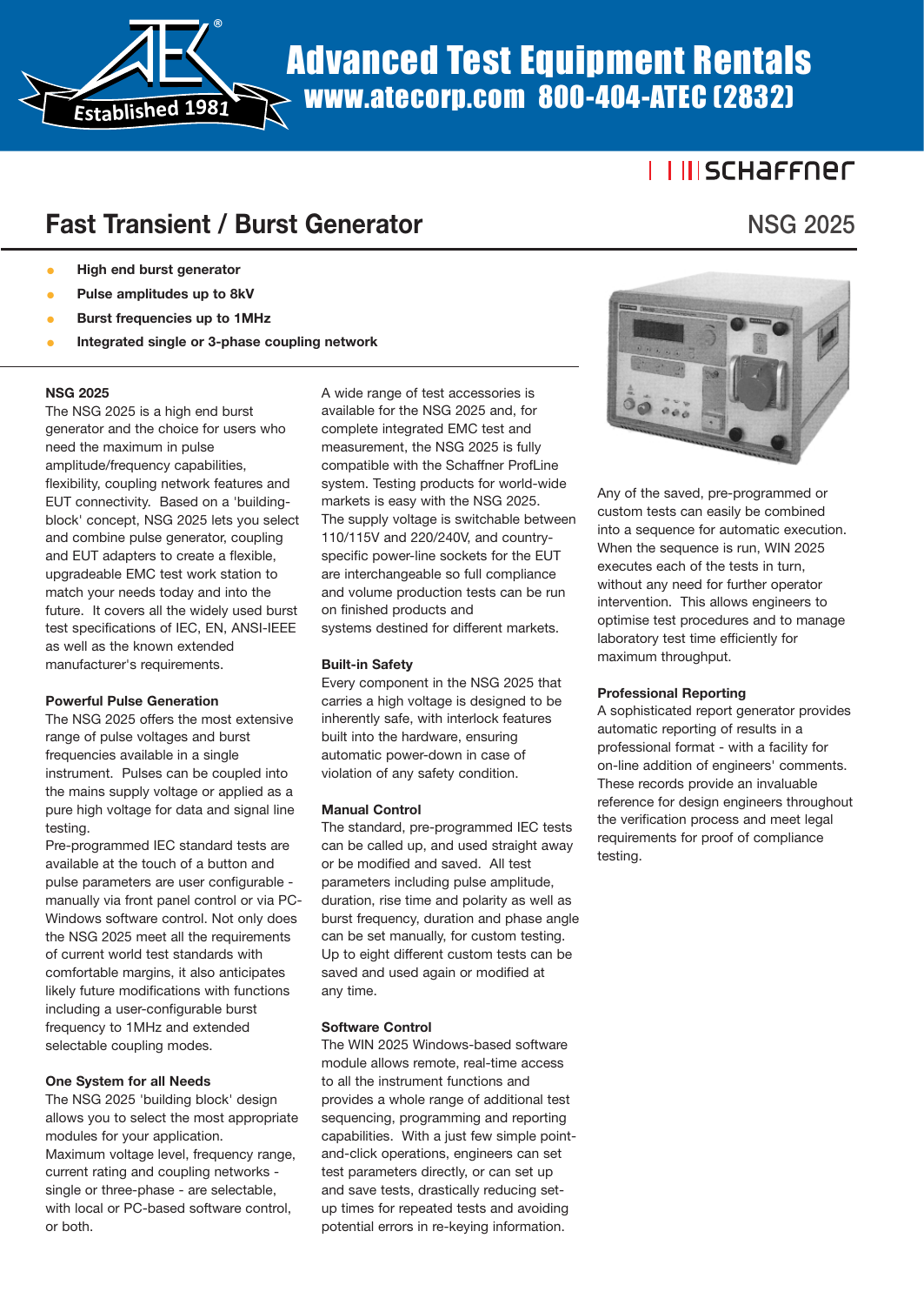# Advanced Test Equipment Rentals

www.atecorp.com 800-404-ATEC (2832)

Established 1981

schaffner

## Fast Transient / Burst Generator

NSG 2025

- **High end burst generator**
- **Pulse amplitudes up to 8kV**
- **Burst frequencies up to 1MHz**
- **Integrated single or 3-phase coupling network**

### NSG 2025

The NSG 2025 is a high end burst generator and the choice for users who need the maximum in pulse amplitude/frequency capabilities, flexibility, coupling network features and EUT connectivity. Based on a 'building-block' concept, NSG 2025 lets you select and combine pulse generator, coupling and EUT adapters to create a flexible, upgradeable EMC test work station to match your needs today and into the future. It covers all the widely used burst test specifications of IEC, EN, ANSI-IEEE as well as the known extended manufacturer's requirements.

### Powerful Pulse Generation

The NSG 2025 offers the most extensive range of pulse voltages and burst frequencies available in a single instrument. Pulses can be coupled into the mains supply voltage or applied as a pure high voltage for data and signal line testing.

Pre-programmed IEC standard tests are available at the touch of a button and pulse parameters are user configurable - manually via front panel control or via PC-Windows software control. Not only does the NSG 2025 meet all the requirements of current world test standards with comfortable margins, it also anticipates likely future modifications with functions including a user-configurable burst frequency to 1MHz and extended selectable coupling modes.

### One System for all Needs

The NSG 2025 'building block' design allows you to select the most appropriate modules for your application.

Maximum voltage level, frequency range, current rating and coupling networks - single or three-phase - are selectable, with local or PC-based software control, or both.

A wide range of test accessories is available for the NSG 2025 and, for complete integrated EMC test and measurement, the NSG 2025 is fully compatible with the Schaffner ProfLine system. Testing products for world-wide markets is easy with the NSG 2025. The supply voltage is switchable between 110/115V and 220/240V, and country-specific power-line sockets for the EUT are interchangeable so full compliance and volume production tests can be run on finished products and systems destined for different markets.

### Built-in Safety

Every component in the NSG 2025 that carries a high voltage is designed to be inherently safe, with interlock features built into the hardware, ensuring automatic power-down in case of violation of any safety condition.

### Manual Control

The standard, pre-programmed IEC tests can be called up, and used straight away or be modified and saved. All test parameters including pulse amplitude, duration, rise time and polarity as well as burst frequency, duration and phase angle can be set manually, for custom testing. Up to eight different custom tests can be saved and used again or modified at any time.

### Software Control

The WIN 2025 Windows-based software module allows remote, real-time access to all the instrument functions and provides a whole range of additional test sequencing, programming and reporting capabilities. With a just few simple point-and-click operations, engineers can set test parameters directly, or can set up and save tests, drastically reducing set-up times for repeated tests and avoiding potential errors in re-keying information.

Any of the saved, pre-programmed or custom tests can easily be combined into a sequence for automatic execution. When the sequence is run, WIN 2025 executes each of the tests in turn, without any need for further operator intervention. This allows engineers to optimise test procedures and to manage laboratory test time efficiently for maximum throughput.

### Professional Reporting

A sophisticated report generator provides automatic reporting of results in a professional format - with a facility for on-line addition of engineers' comments. These records provide an invaluable reference for design engineers throughout the verification process and meet legal requirements for proof of compliance testing.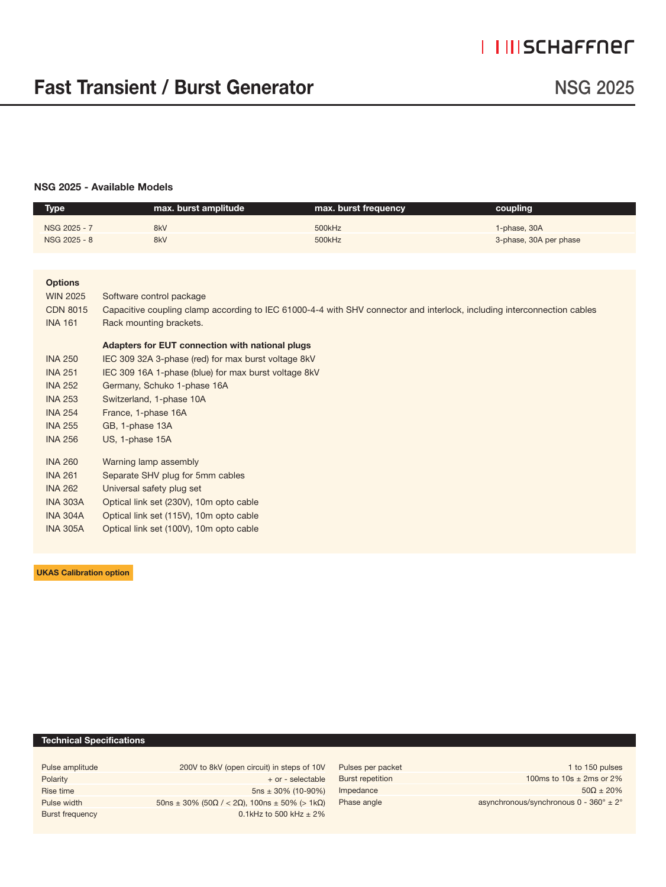# Fast Transient / Burst Generator

NSG 2025

### NSG 2025 - Available Models

| Type | max. burst amplitude | max. burst frequency | coupling |
|---|---|---|---|
| NSG 2025 - 7 | 8kV | 500kHz | 1-phase, 30A |
| NSG 2025 - 8 | 8kV | 500kHz | 3-phase, 30A per phase |

**Options**

| | |
|---|---|
| WIN 2025 | Software control package |
| CDN 8015 | Capacitive coupling clamp according to IEC 61000-4-4 with SHV connector and interlock, including interconnection cables |
| INA 161 | Rack mounting brackets. |
| | **Adapters for EUT connection with national plugs** |
| INA 250 | IEC 309 32A 3-phase (red) for max burst voltage 8kV |
| INA 251 | IEC 309 16A 1-phase (blue) for max burst voltage 8kV |
| INA 252 | Germany, Schuko 1-phase 16A |
| INA 253 | Switzerland, 1-phase 10A |
| INA 254 | France, 1-phase 16A |
| INA 255 | GB, 1-phase 13A |
| INA 256 | US, 1-phase 15A |
| INA 260 | Warning lamp assembly |
| INA 261 | Separate SHV plug for 5mm cables |
| INA 262 | Universal safety plug set |
| INA 303A | Optical link set (230V), 10m opto cable |
| INA 304A | Optical link set (115V), 10m opto cable |
| INA 305A | Optical link set (100V), 10m opto cable |

**UKAS Calibration option**

### Technical Specifications

| | |
|---|---|
| Pulse amplitude | 200V to 8kV (open circuit) in steps of 10V |
| Polarity | + or - selectable |
| Rise time | 5ns ± 30% (10-90%) |
| Pulse width | 50ns ± 30% (50Ω / < 2Ω), 100ns ± 50% (> 1kΩ) |
| Burst frequency | 0.1kHz to 500 kHz ± 2% |
| Pulses per packet | 1 to 150 pulses |
| Burst repetition | 100ms to 10s ± 2ms or 2% |
| Impedance | 50Ω ± 20% |
| Phase angle | asynchronous/synchronous 0 - 360° ± 2° |